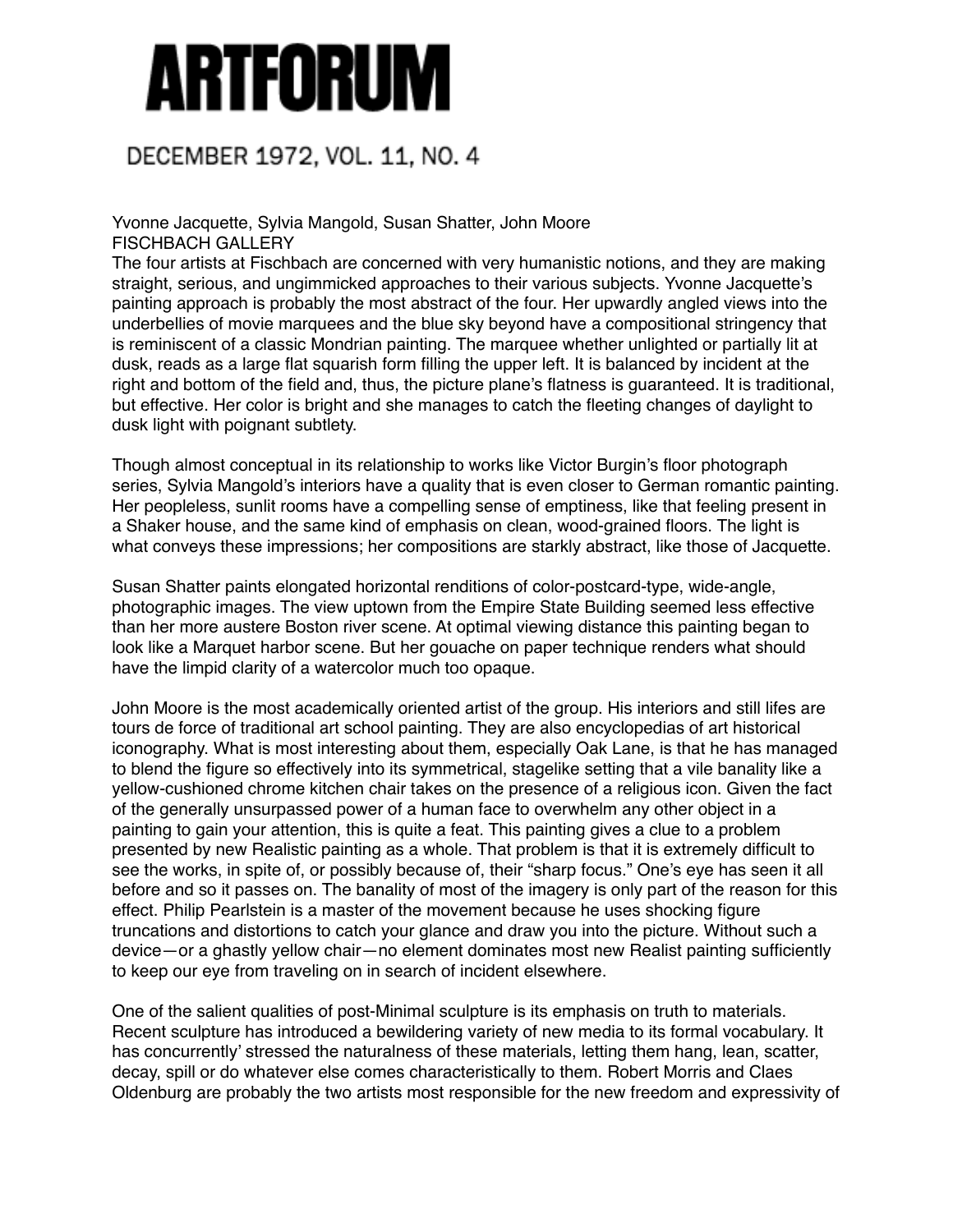# ARTFORUM

DECEMBER 1972, VOL. 11, NO. 4

Yvonne Jacquette, Sylvia Mangold, Susan Shatter, John Moore
FISCHBACH GALLERY

The four artists at Fischbach are concerned with very humanistic notions, and they are making straight, serious, and ungimmicked approaches to their various subjects. Yvonne Jacquette's painting approach is probably the most abstract of the four. Her upwardly angled views into the underbellies of movie marquees and the blue sky beyond have a compositional stringency that is reminiscent of a classic Mondrian painting. The marquee whether unlighted or partially lit at dusk, reads as a large flat squarish form filling the upper left. It is balanced by incident at the right and bottom of the field and, thus, the picture plane's flatness is guaranteed. It is traditional, but effective. Her color is bright and she manages to catch the fleeting changes of daylight to dusk light with poignant subtlety.

Though almost conceptual in its relationship to works like Victor Burgin's floor photograph series, Sylvia Mangold's interiors have a quality that is even closer to German romantic painting. Her peopleless, sunlit rooms have a compelling sense of emptiness, like that feeling present in a Shaker house, and the same kind of emphasis on clean, wood-grained floors. The light is what conveys these impressions; her compositions are starkly abstract, like those of Jacquette.

Susan Shatter paints elongated horizontal renditions of color-postcard-type, wide-angle, photographic images. The view uptown from the Empire State Building seemed less effective than her more austere Boston river scene. At optimal viewing distance this painting began to look like a Marquet harbor scene. But her gouache on paper technique renders what should have the limpid clarity of a watercolor much too opaque.

John Moore is the most academically oriented artist of the group. His interiors and still lifes are tours de force of traditional art school painting. They are also encyclopedias of art historical iconography. What is most interesting about them, especially Oak Lane, is that he has managed to blend the figure so effectively into its symmetrical, stagelike setting that a vile banality like a yellow-cushioned chrome kitchen chair takes on the presence of a religious icon. Given the fact of the generally unsurpassed power of a human face to overwhelm any other object in a painting to gain your attention, this is quite a feat. This painting gives a clue to a problem presented by new Realistic painting as a whole. That problem is that it is extremely difficult to see the works, in spite of, or possibly because of, their "sharp focus." One's eye has seen it all before and so it passes on. The banality of most of the imagery is only part of the reason for this effect. Philip Pearlstein is a master of the movement because he uses shocking figure truncations and distortions to catch your glance and draw you into the picture. Without such a device—or a ghastly yellow chair—no element dominates most new Realist painting sufficiently to keep our eye from traveling on in search of incident elsewhere.

One of the salient qualities of post-Minimal sculpture is its emphasis on truth to materials. Recent sculpture has introduced a bewildering variety of new media to its formal vocabulary. It has concurrently' stressed the naturalness of these materials, letting them hang, lean, scatter, decay, spill or do whatever else comes characteristically to them. Robert Morris and Claes Oldenburg are probably the two artists most responsible for the new freedom and expressivity of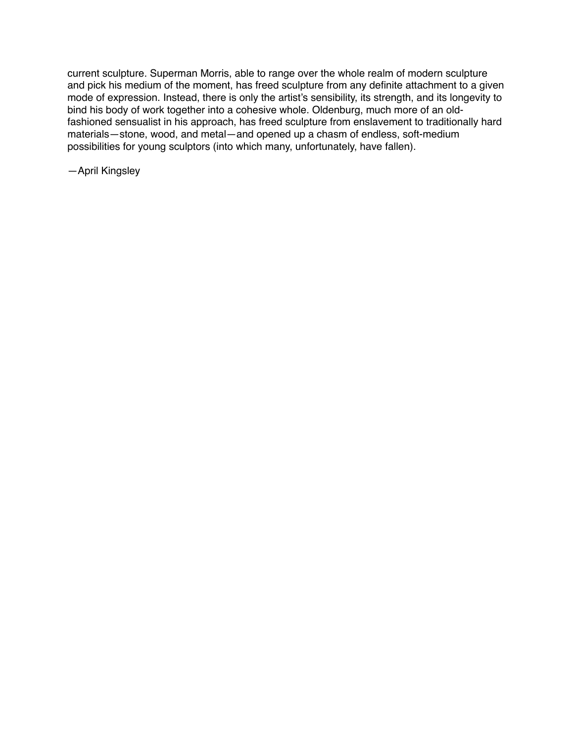current sculpture. Superman Morris, able to range over the whole realm of modern sculpture and pick his medium of the moment, has freed sculpture from any definite attachment to a given mode of expression. Instead, there is only the artist's sensibility, its strength, and its longevity to bind his body of work together into a cohesive whole. Oldenburg, much more of an old-fashioned sensualist in his approach, has freed sculpture from enslavement to traditionally hard materials—stone, wood, and metal—and opened up a chasm of endless, soft-medium possibilities for young sculptors (into which many, unfortunately, have fallen).

—April Kingsley